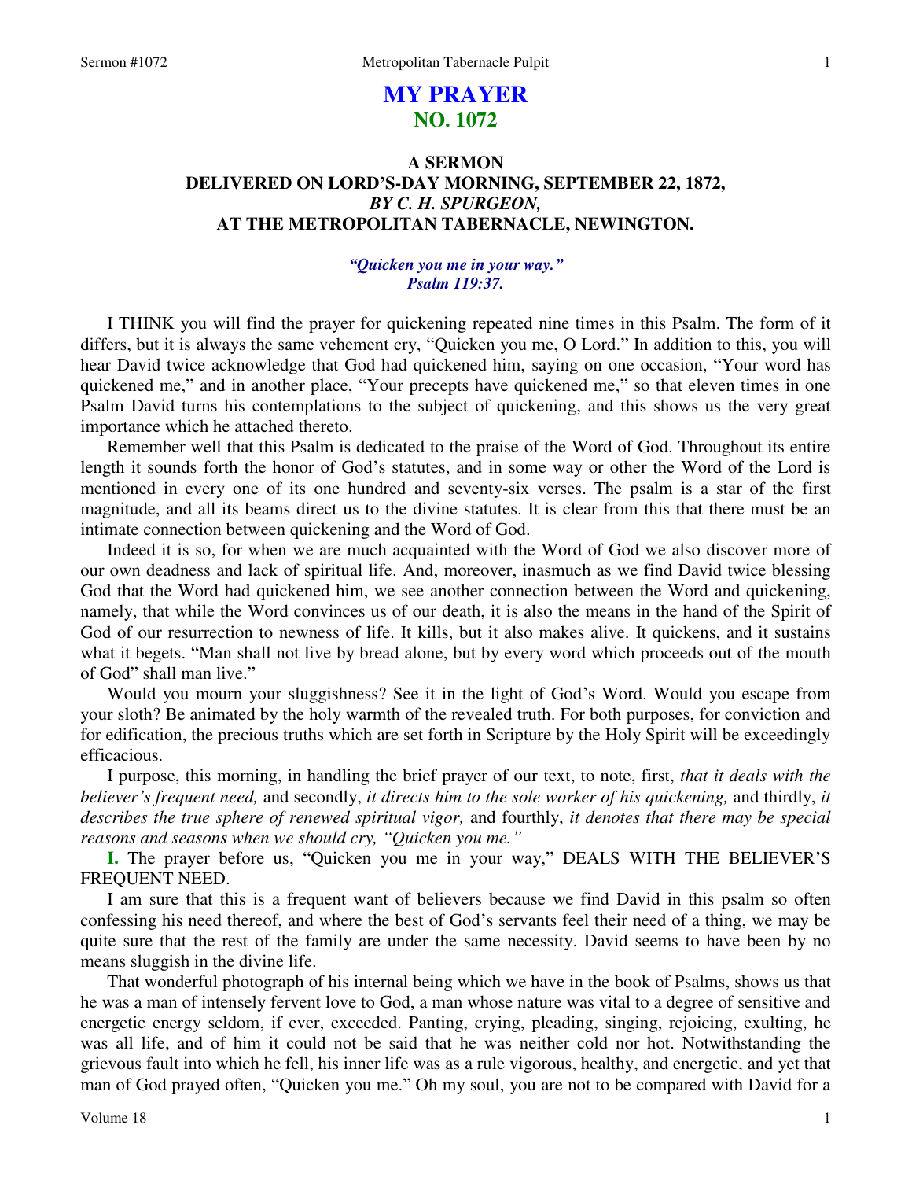# MY PRAYER
## NO. 1072

### A SERMON
### DELIVERED ON LORD'S-DAY MORNING, SEPTEMBER 22, 1872,
### *BY C. H. SPURGEON,*
### AT THE METROPOLITAN TABERNACLE, NEWINGTON.

*"Quicken you me in your way." Psalm 119:37.*

I THINK you will find the prayer for quickening repeated nine times in this Psalm. The form of it differs, but it is always the same vehement cry, "Quicken you me, O Lord." In addition to this, you will hear David twice acknowledge that God had quickened him, saying on one occasion, "Your word has quickened me," and in another place, "Your precepts have quickened me," so that eleven times in one Psalm David turns his contemplations to the subject of quickening, and this shows us the very great importance which he attached thereto.

Remember well that this Psalm is dedicated to the praise of the Word of God. Throughout its entire length it sounds forth the honor of God's statutes, and in some way or other the Word of the Lord is mentioned in every one of its one hundred and seventy-six verses. The psalm is a star of the first magnitude, and all its beams direct us to the divine statutes. It is clear from this that there must be an intimate connection between quickening and the Word of God.

Indeed it is so, for when we are much acquainted with the Word of God we also discover more of our own deadness and lack of spiritual life. And, moreover, inasmuch as we find David twice blessing God that the Word had quickened him, we see another connection between the Word and quickening, namely, that while the Word convinces us of our death, it is also the means in the hand of the Spirit of God of our resurrection to newness of life. It kills, but it also makes alive. It quickens, and it sustains what it begets. "Man shall not live by bread alone, but by every word which proceeds out of the mouth of God" shall man live."

Would you mourn your sluggishness? See it in the light of God's Word. Would you escape from your sloth? Be animated by the holy warmth of the revealed truth. For both purposes, for conviction and for edification, the precious truths which are set forth in Scripture by the Holy Spirit will be exceedingly efficacious.

I purpose, this morning, in handling the brief prayer of our text, to note, first, *that it deals with the believer's frequent need,* and secondly, *it directs him to the sole worker of his quickening,* and thirdly, *it describes the true sphere of renewed spiritual vigor,* and fourthly, *it denotes that there may be special reasons and seasons when we should cry, "Quicken you me."*

**I.** The prayer before us, "Quicken you me in your way," DEALS WITH THE BELIEVER'S FREQUENT NEED.

I am sure that this is a frequent want of believers because we find David in this psalm so often confessing his need thereof, and where the best of God's servants feel their need of a thing, we may be quite sure that the rest of the family are under the same necessity. David seems to have been by no means sluggish in the divine life.

That wonderful photograph of his internal being which we have in the book of Psalms, shows us that he was a man of intensely fervent love to God, a man whose nature was vital to a degree of sensitive and energetic energy seldom, if ever, exceeded. Panting, crying, pleading, singing, rejoicing, exulting, he was all life, and of him it could not be said that he was neither cold nor hot. Notwithstanding the grievous fault into which he fell, his inner life was as a rule vigorous, healthy, and energetic, and yet that man of God prayed often, "Quicken you me." Oh my soul, you are not to be compared with David for a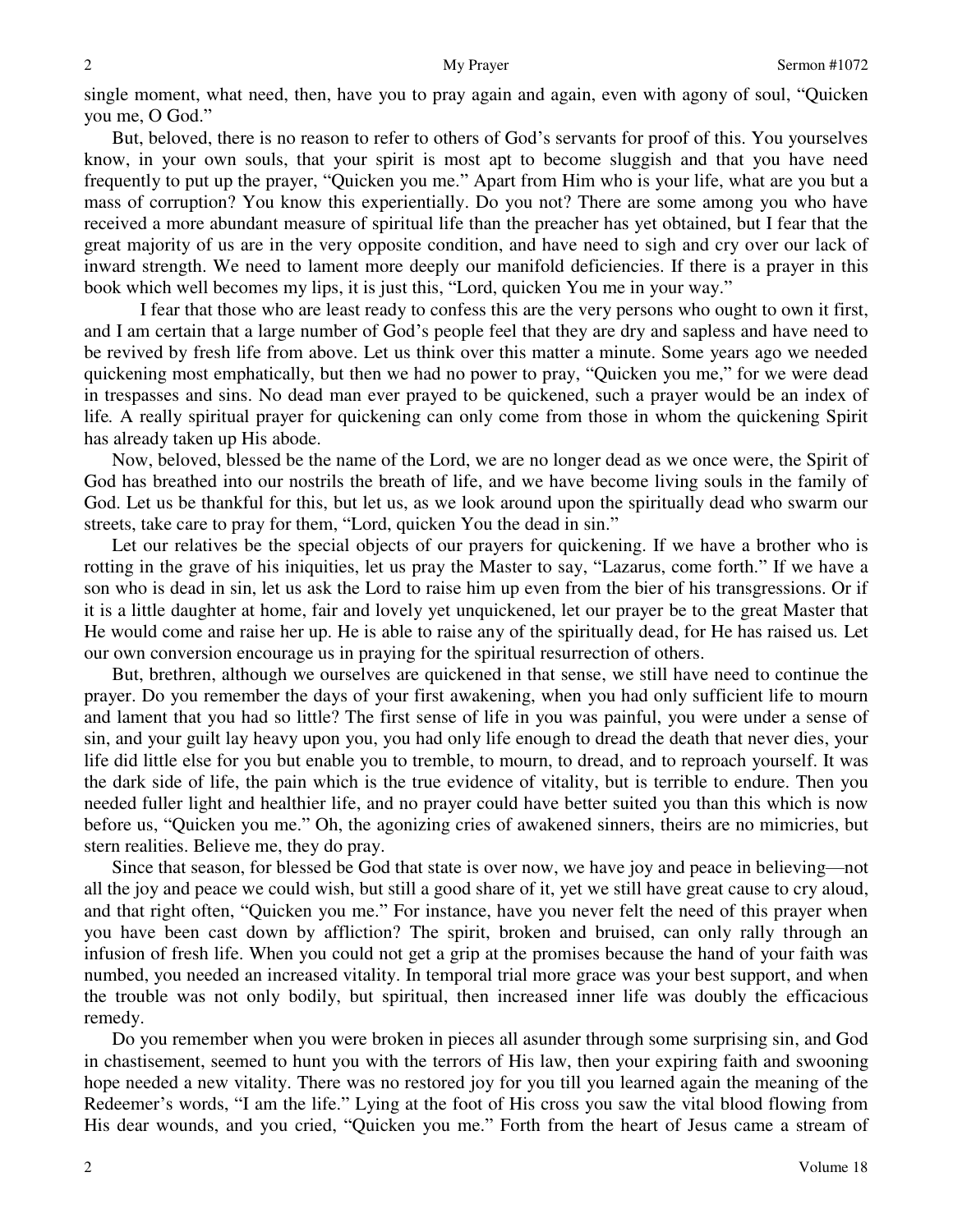single moment, what need, then, have you to pray again and again, even with agony of soul, "Quicken you me, O God."

But, beloved, there is no reason to refer to others of God's servants for proof of this. You yourselves know, in your own souls, that your spirit is most apt to become sluggish and that you have need frequently to put up the prayer, "Quicken you me." Apart from Him who is your life, what are you but a mass of corruption? You know this experientially. Do you not? There are some among you who have received a more abundant measure of spiritual life than the preacher has yet obtained, but I fear that the great majority of us are in the very opposite condition, and have need to sigh and cry over our lack of inward strength. We need to lament more deeply our manifold deficiencies. If there is a prayer in this book which well becomes my lips, it is just this, "Lord, quicken You me in your way."

I fear that those who are least ready to confess this are the very persons who ought to own it first, and I am certain that a large number of God's people feel that they are dry and sapless and have need to be revived by fresh life from above. Let us think over this matter a minute. Some years ago we needed quickening most emphatically, but then we had no power to pray, "Quicken you me," for we were dead in trespasses and sins. No dead man ever prayed to be quickened, such a prayer would be an index of life. A really spiritual prayer for quickening can only come from those in whom the quickening Spirit has already taken up His abode.

Now, beloved, blessed be the name of the Lord, we are no longer dead as we once were, the Spirit of God has breathed into our nostrils the breath of life, and we have become living souls in the family of God. Let us be thankful for this, but let us, as we look around upon the spiritually dead who swarm our streets, take care to pray for them, "Lord, quicken You the dead in sin."

Let our relatives be the special objects of our prayers for quickening. If we have a brother who is rotting in the grave of his iniquities, let us pray the Master to say, "Lazarus, come forth." If we have a son who is dead in sin, let us ask the Lord to raise him up even from the bier of his transgressions. Or if it is a little daughter at home, fair and lovely yet unquickened, let our prayer be to the great Master that He would come and raise her up. He is able to raise any of the spiritually dead, for He has raised us. Let our own conversion encourage us in praying for the spiritual resurrection of others.

But, brethren, although we ourselves are quickened in that sense, we still have need to continue the prayer. Do you remember the days of your first awakening, when you had only sufficient life to mourn and lament that you had so little? The first sense of life in you was painful, you were under a sense of sin, and your guilt lay heavy upon you, you had only life enough to dread the death that never dies, your life did little else for you but enable you to tremble, to mourn, to dread, and to reproach yourself. It was the dark side of life, the pain which is the true evidence of vitality, but is terrible to endure. Then you needed fuller light and healthier life, and no prayer could have better suited you than this which is now before us, "Quicken you me." Oh, the agonizing cries of awakened sinners, theirs are no mimicries, but stern realities. Believe me, they do pray.

Since that season, for blessed be God that state is over now, we have joy and peace in believing—not all the joy and peace we could wish, but still a good share of it, yet we still have great cause to cry aloud, and that right often, "Quicken you me." For instance, have you never felt the need of this prayer when you have been cast down by affliction? The spirit, broken and bruised, can only rally through an infusion of fresh life. When you could not get a grip at the promises because the hand of your faith was numbed, you needed an increased vitality. In temporal trial more grace was your best support, and when the trouble was not only bodily, but spiritual, then increased inner life was doubly the efficacious remedy.

Do you remember when you were broken in pieces all asunder through some surprising sin, and God in chastisement, seemed to hunt you with the terrors of His law, then your expiring faith and swooning hope needed a new vitality. There was no restored joy for you till you learned again the meaning of the Redeemer's words, "I am the life." Lying at the foot of His cross you saw the vital blood flowing from His dear wounds, and you cried, "Quicken you me." Forth from the heart of Jesus came a stream of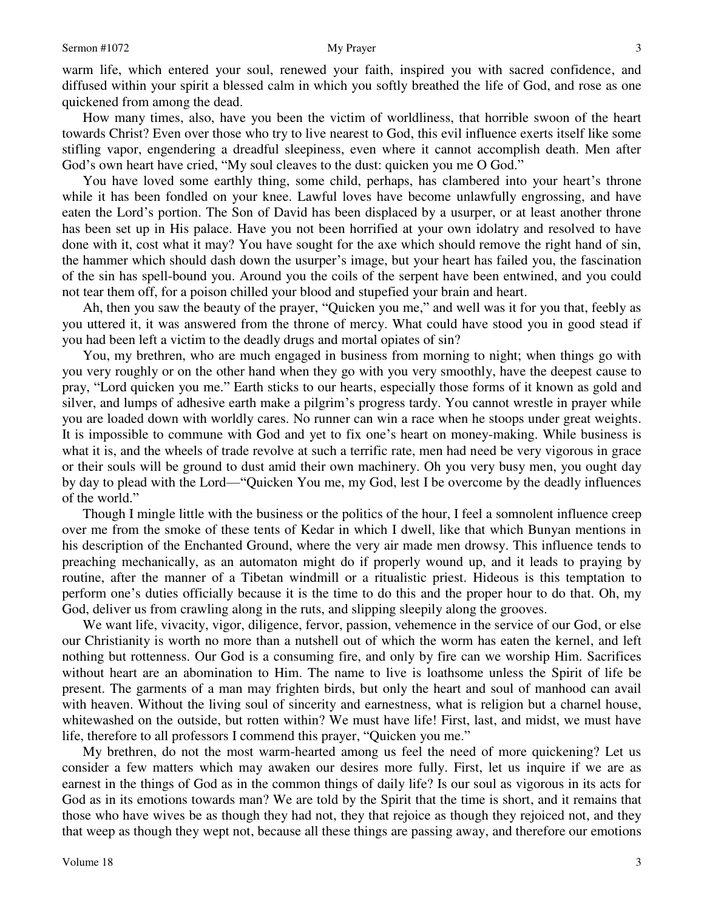warm life, which entered your soul, renewed your faith, inspired you with sacred confidence, and diffused within your spirit a blessed calm in which you softly breathed the life of God, and rose as one quickened from among the dead.

How many times, also, have you been the victim of worldliness, that horrible swoon of the heart towards Christ? Even over those who try to live nearest to God, this evil influence exerts itself like some stifling vapor, engendering a dreadful sleepiness, even where it cannot accomplish death. Men after God's own heart have cried, "My soul cleaves to the dust: quicken you me O God."

You have loved some earthly thing, some child, perhaps, has clambered into your heart's throne while it has been fondled on your knee. Lawful loves have become unlawfully engrossing, and have eaten the Lord's portion. The Son of David has been displaced by a usurper, or at least another throne has been set up in His palace. Have you not been horrified at your own idolatry and resolved to have done with it, cost what it may? You have sought for the axe which should remove the right hand of sin, the hammer which should dash down the usurper's image, but your heart has failed you, the fascination of the sin has spell-bound you. Around you the coils of the serpent have been entwined, and you could not tear them off, for a poison chilled your blood and stupefied your brain and heart.

Ah, then you saw the beauty of the prayer, "Quicken you me," and well was it for you that, feebly as you uttered it, it was answered from the throne of mercy. What could have stood you in good stead if you had been left a victim to the deadly drugs and mortal opiates of sin?

You, my brethren, who are much engaged in business from morning to night; when things go with you very roughly or on the other hand when they go with you very smoothly, have the deepest cause to pray, "Lord quicken you me." Earth sticks to our hearts, especially those forms of it known as gold and silver, and lumps of adhesive earth make a pilgrim's progress tardy. You cannot wrestle in prayer while you are loaded down with worldly cares. No runner can win a race when he stoops under great weights. It is impossible to commune with God and yet to fix one's heart on money-making. While business is what it is, and the wheels of trade revolve at such a terrific rate, men had need be very vigorous in grace or their souls will be ground to dust amid their own machinery. Oh you very busy men, you ought day by day to plead with the Lord—"Quicken You me, my God, lest I be overcome by the deadly influences of the world."

Though I mingle little with the business or the politics of the hour, I feel a somnolent influence creep over me from the smoke of these tents of Kedar in which I dwell, like that which Bunyan mentions in his description of the Enchanted Ground, where the very air made men drowsy. This influence tends to preaching mechanically, as an automaton might do if properly wound up, and it leads to praying by routine, after the manner of a Tibetan windmill or a ritualistic priest. Hideous is this temptation to perform one's duties officially because it is the time to do this and the proper hour to do that. Oh, my God, deliver us from crawling along in the ruts, and slipping sleepily along the grooves.

We want life, vivacity, vigor, diligence, fervor, passion, vehemence in the service of our God, or else our Christianity is worth no more than a nutshell out of which the worm has eaten the kernel, and left nothing but rottenness. Our God is a consuming fire, and only by fire can we worship Him. Sacrifices without heart are an abomination to Him. The name to live is loathsome unless the Spirit of life be present. The garments of a man may frighten birds, but only the heart and soul of manhood can avail with heaven. Without the living soul of sincerity and earnestness, what is religion but a charnel house, whitewashed on the outside, but rotten within? We must have life! First, last, and midst, we must have life, therefore to all professors I commend this prayer, "Quicken you me."

My brethren, do not the most warm-hearted among us feel the need of more quickening? Let us consider a few matters which may awaken our desires more fully. First, let us inquire if we are as earnest in the things of God as in the common things of daily life? Is our soul as vigorous in its acts for God as in its emotions towards man? We are told by the Spirit that the time is short, and it remains that those who have wives be as though they had not, they that rejoice as though they rejoiced not, and they that weep as though they wept not, because all these things are passing away, and therefore our emotions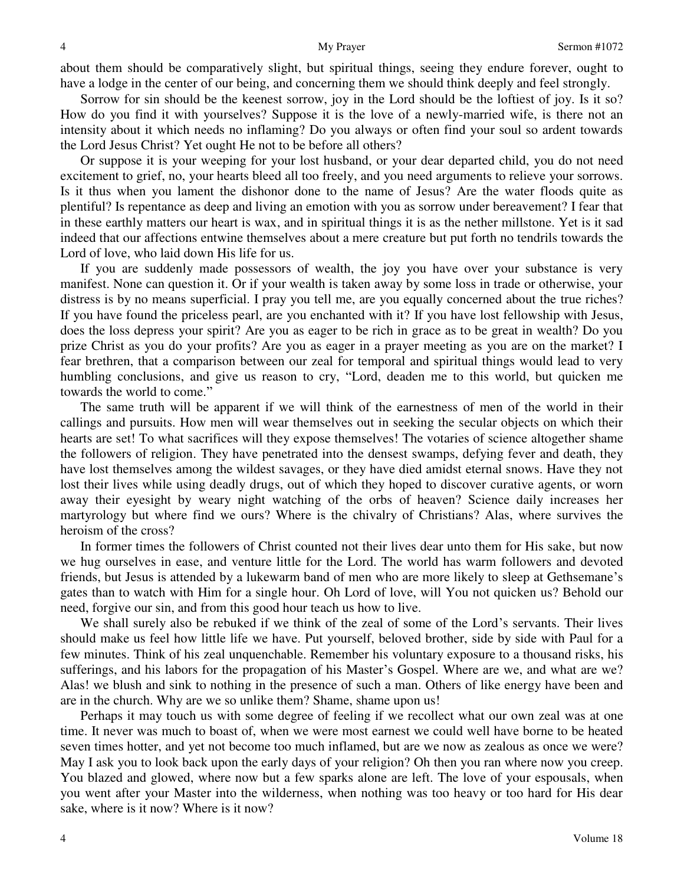about them should be comparatively slight, but spiritual things, seeing they endure forever, ought to have a lodge in the center of our being, and concerning them we should think deeply and feel strongly.

Sorrow for sin should be the keenest sorrow, joy in the Lord should be the loftiest of joy. Is it so? How do you find it with yourselves? Suppose it is the love of a newly-married wife, is there not an intensity about it which needs no inflaming? Do you always or often find your soul so ardent towards the Lord Jesus Christ? Yet ought He not to be before all others?

Or suppose it is your weeping for your lost husband, or your dear departed child, you do not need excitement to grief, no, your hearts bleed all too freely, and you need arguments to relieve your sorrows. Is it thus when you lament the dishonor done to the name of Jesus? Are the water floods quite as plentiful? Is repentance as deep and living an emotion with you as sorrow under bereavement? I fear that in these earthly matters our heart is wax, and in spiritual things it is as the nether millstone. Yet is it sad indeed that our affections entwine themselves about a mere creature but put forth no tendrils towards the Lord of love, who laid down His life for us.

If you are suddenly made possessors of wealth, the joy you have over your substance is very manifest. None can question it. Or if your wealth is taken away by some loss in trade or otherwise, your distress is by no means superficial. I pray you tell me, are you equally concerned about the true riches? If you have found the priceless pearl, are you enchanted with it? If you have lost fellowship with Jesus, does the loss depress your spirit? Are you as eager to be rich in grace as to be great in wealth? Do you prize Christ as you do your profits? Are you as eager in a prayer meeting as you are on the market? I fear brethren, that a comparison between our zeal for temporal and spiritual things would lead to very humbling conclusions, and give us reason to cry, "Lord, deaden me to this world, but quicken me towards the world to come."

The same truth will be apparent if we will think of the earnestness of men of the world in their callings and pursuits. How men will wear themselves out in seeking the secular objects on which their hearts are set! To what sacrifices will they expose themselves! The votaries of science altogether shame the followers of religion. They have penetrated into the densest swamps, defying fever and death, they have lost themselves among the wildest savages, or they have died amidst eternal snows. Have they not lost their lives while using deadly drugs, out of which they hoped to discover curative agents, or worn away their eyesight by weary night watching of the orbs of heaven? Science daily increases her martyrology but where find we ours? Where is the chivalry of Christians? Alas, where survives the heroism of the cross?

In former times the followers of Christ counted not their lives dear unto them for His sake, but now we hug ourselves in ease, and venture little for the Lord. The world has warm followers and devoted friends, but Jesus is attended by a lukewarm band of men who are more likely to sleep at Gethsemane's gates than to watch with Him for a single hour. Oh Lord of love, will You not quicken us? Behold our need, forgive our sin, and from this good hour teach us how to live.

We shall surely also be rebuked if we think of the zeal of some of the Lord's servants. Their lives should make us feel how little life we have. Put yourself, beloved brother, side by side with Paul for a few minutes. Think of his zeal unquenchable. Remember his voluntary exposure to a thousand risks, his sufferings, and his labors for the propagation of his Master's Gospel. Where are we, and what are we? Alas! we blush and sink to nothing in the presence of such a man. Others of like energy have been and are in the church. Why are we so unlike them? Shame, shame upon us!

Perhaps it may touch us with some degree of feeling if we recollect what our own zeal was at one time. It never was much to boast of, when we were most earnest we could well have borne to be heated seven times hotter, and yet not become too much inflamed, but are we now as zealous as once we were? May I ask you to look back upon the early days of your religion? Oh then you ran where now you creep. You blazed and glowed, where now but a few sparks alone are left. The love of your espousals, when you went after your Master into the wilderness, when nothing was too heavy or too hard for His dear sake, where is it now? Where is it now?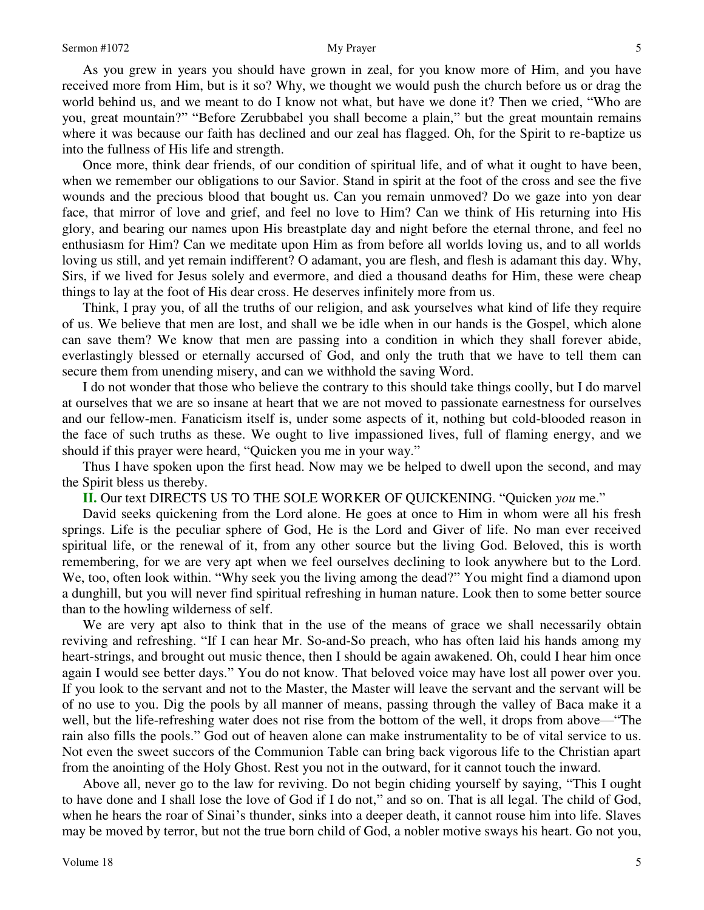As you grew in years you should have grown in zeal, for you know more of Him, and you have received more from Him, but is it so? Why, we thought we would push the church before us or drag the world behind us, and we meant to do I know not what, but have we done it? Then we cried, "Who are you, great mountain?" "Before Zerubbabel you shall become a plain," but the great mountain remains where it was because our faith has declined and our zeal has flagged. Oh, for the Spirit to re-baptize us into the fullness of His life and strength.

Once more, think dear friends, of our condition of spiritual life, and of what it ought to have been, when we remember our obligations to our Savior. Stand in spirit at the foot of the cross and see the five wounds and the precious blood that bought us. Can you remain unmoved? Do we gaze into yon dear face, that mirror of love and grief, and feel no love to Him? Can we think of His returning into His glory, and bearing our names upon His breastplate day and night before the eternal throne, and feel no enthusiasm for Him? Can we meditate upon Him as from before all worlds loving us, and to all worlds loving us still, and yet remain indifferent? O adamant, you are flesh, and flesh is adamant this day. Why, Sirs, if we lived for Jesus solely and evermore, and died a thousand deaths for Him, these were cheap things to lay at the foot of His dear cross. He deserves infinitely more from us.

Think, I pray you, of all the truths of our religion, and ask yourselves what kind of life they require of us. We believe that men are lost, and shall we be idle when in our hands is the Gospel, which alone can save them? We know that men are passing into a condition in which they shall forever abide, everlastingly blessed or eternally accursed of God, and only the truth that we have to tell them can secure them from unending misery, and can we withhold the saving Word.

I do not wonder that those who believe the contrary to this should take things coolly, but I do marvel at ourselves that we are so insane at heart that we are not moved to passionate earnestness for ourselves and our fellow-men. Fanaticism itself is, under some aspects of it, nothing but cold-blooded reason in the face of such truths as these. We ought to live impassioned lives, full of flaming energy, and we should if this prayer were heard, "Quicken you me in your way."

Thus I have spoken upon the first head. Now may we be helped to dwell upon the second, and may the Spirit bless us thereby.

**II.** Our text DIRECTS US TO THE SOLE WORKER OF QUICKENING. "Quicken *you* me."

David seeks quickening from the Lord alone. He goes at once to Him in whom were all his fresh springs. Life is the peculiar sphere of God, He is the Lord and Giver of life. No man ever received spiritual life, or the renewal of it, from any other source but the living God. Beloved, this is worth remembering, for we are very apt when we feel ourselves declining to look anywhere but to the Lord. We, too, often look within. "Why seek you the living among the dead?" You might find a diamond upon a dunghill, but you will never find spiritual refreshing in human nature. Look then to some better source than to the howling wilderness of self.

We are very apt also to think that in the use of the means of grace we shall necessarily obtain reviving and refreshing. "If I can hear Mr. So-and-So preach, who has often laid his hands among my heart-strings, and brought out music thence, then I should be again awakened. Oh, could I hear him once again I would see better days." You do not know. That beloved voice may have lost all power over you. If you look to the servant and not to the Master, the Master will leave the servant and the servant will be of no use to you. Dig the pools by all manner of means, passing through the valley of Baca make it a well, but the life-refreshing water does not rise from the bottom of the well, it drops from above—"The rain also fills the pools." God out of heaven alone can make instrumentality to be of vital service to us. Not even the sweet succors of the Communion Table can bring back vigorous life to the Christian apart from the anointing of the Holy Ghost. Rest you not in the outward, for it cannot touch the inward.

Above all, never go to the law for reviving. Do not begin chiding yourself by saying, "This I ought to have done and I shall lose the love of God if I do not," and so on. That is all legal. The child of God, when he hears the roar of Sinai's thunder, sinks into a deeper death, it cannot rouse him into life. Slaves may be moved by terror, but not the true born child of God, a nobler motive sways his heart. Go not you,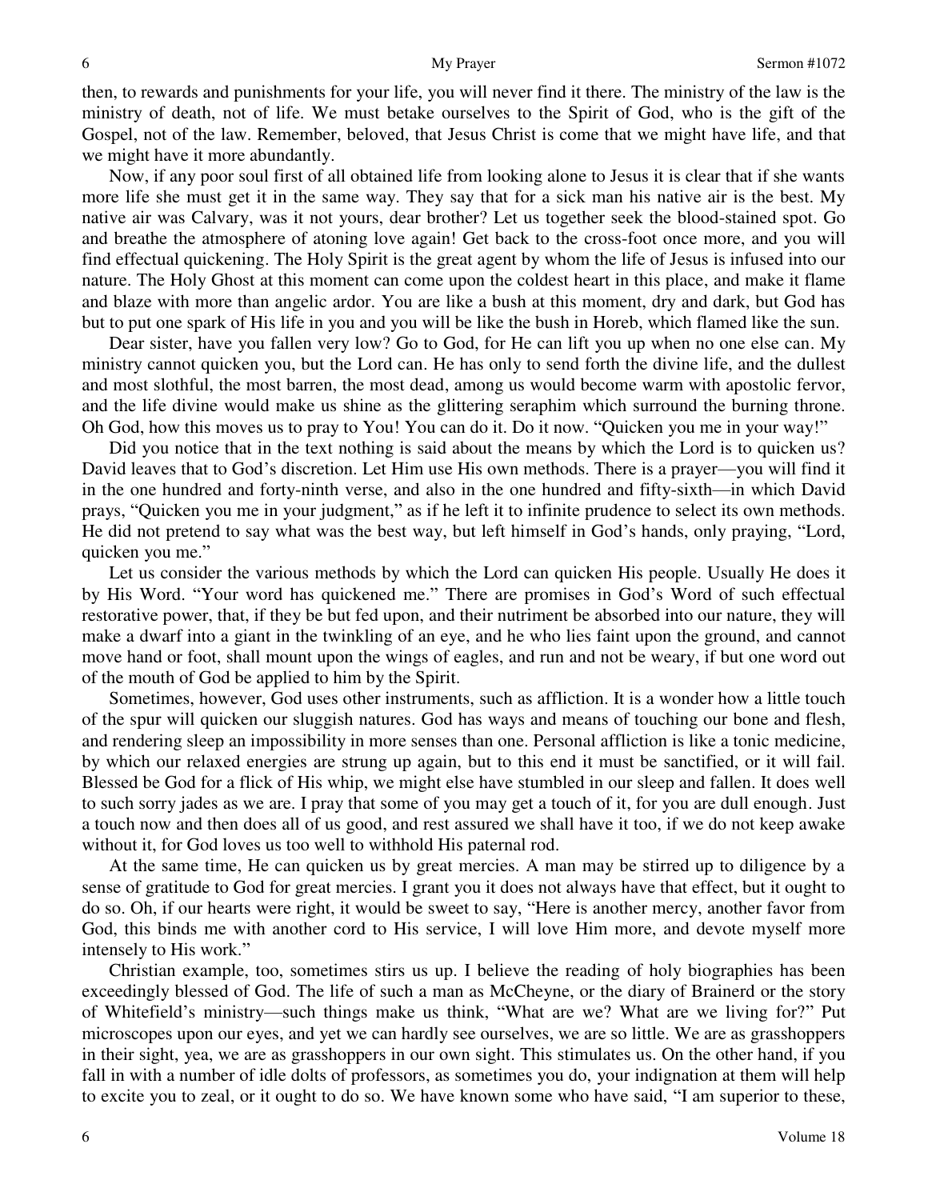then, to rewards and punishments for your life, you will never find it there. The ministry of the law is the ministry of death, not of life. We must betake ourselves to the Spirit of God, who is the gift of the Gospel, not of the law. Remember, beloved, that Jesus Christ is come that we might have life, and that we might have it more abundantly.

Now, if any poor soul first of all obtained life from looking alone to Jesus it is clear that if she wants more life she must get it in the same way. They say that for a sick man his native air is the best. My native air was Calvary, was it not yours, dear brother? Let us together seek the blood-stained spot. Go and breathe the atmosphere of atoning love again! Get back to the cross-foot once more, and you will find effectual quickening. The Holy Spirit is the great agent by whom the life of Jesus is infused into our nature. The Holy Ghost at this moment can come upon the coldest heart in this place, and make it flame and blaze with more than angelic ardor. You are like a bush at this moment, dry and dark, but God has but to put one spark of His life in you and you will be like the bush in Horeb, which flamed like the sun.

Dear sister, have you fallen very low? Go to God, for He can lift you up when no one else can. My ministry cannot quicken you, but the Lord can. He has only to send forth the divine life, and the dullest and most slothful, the most barren, the most dead, among us would become warm with apostolic fervor, and the life divine would make us shine as the glittering seraphim which surround the burning throne. Oh God, how this moves us to pray to You! You can do it. Do it now. "Quicken you me in your way!"

Did you notice that in the text nothing is said about the means by which the Lord is to quicken us? David leaves that to God's discretion. Let Him use His own methods. There is a prayer—you will find it in the one hundred and forty-ninth verse, and also in the one hundred and fifty-sixth—in which David prays, "Quicken you me in your judgment," as if he left it to infinite prudence to select its own methods. He did not pretend to say what was the best way, but left himself in God's hands, only praying, "Lord, quicken you me."

Let us consider the various methods by which the Lord can quicken His people. Usually He does it by His Word. "Your word has quickened me." There are promises in God's Word of such effectual restorative power, that, if they be but fed upon, and their nutriment be absorbed into our nature, they will make a dwarf into a giant in the twinkling of an eye, and he who lies faint upon the ground, and cannot move hand or foot, shall mount upon the wings of eagles, and run and not be weary, if but one word out of the mouth of God be applied to him by the Spirit.

Sometimes, however, God uses other instruments, such as affliction. It is a wonder how a little touch of the spur will quicken our sluggish natures. God has ways and means of touching our bone and flesh, and rendering sleep an impossibility in more senses than one. Personal affliction is like a tonic medicine, by which our relaxed energies are strung up again, but to this end it must be sanctified, or it will fail. Blessed be God for a flick of His whip, we might else have stumbled in our sleep and fallen. It does well to such sorry jades as we are. I pray that some of you may get a touch of it, for you are dull enough. Just a touch now and then does all of us good, and rest assured we shall have it too, if we do not keep awake without it, for God loves us too well to withhold His paternal rod.

At the same time, He can quicken us by great mercies. A man may be stirred up to diligence by a sense of gratitude to God for great mercies. I grant you it does not always have that effect, but it ought to do so. Oh, if our hearts were right, it would be sweet to say, "Here is another mercy, another favor from God, this binds me with another cord to His service, I will love Him more, and devote myself more intensely to His work."

Christian example, too, sometimes stirs us up. I believe the reading of holy biographies has been exceedingly blessed of God. The life of such a man as McCheyne, or the diary of Brainerd or the story of Whitefield's ministry—such things make us think, "What are we? What are we living for?" Put microscopes upon our eyes, and yet we can hardly see ourselves, we are so little. We are as grasshoppers in their sight, yea, we are as grasshoppers in our own sight. This stimulates us. On the other hand, if you fall in with a number of idle dolts of professors, as sometimes you do, your indignation at them will help to excite you to zeal, or it ought to do so. We have known some who have said, "I am superior to these,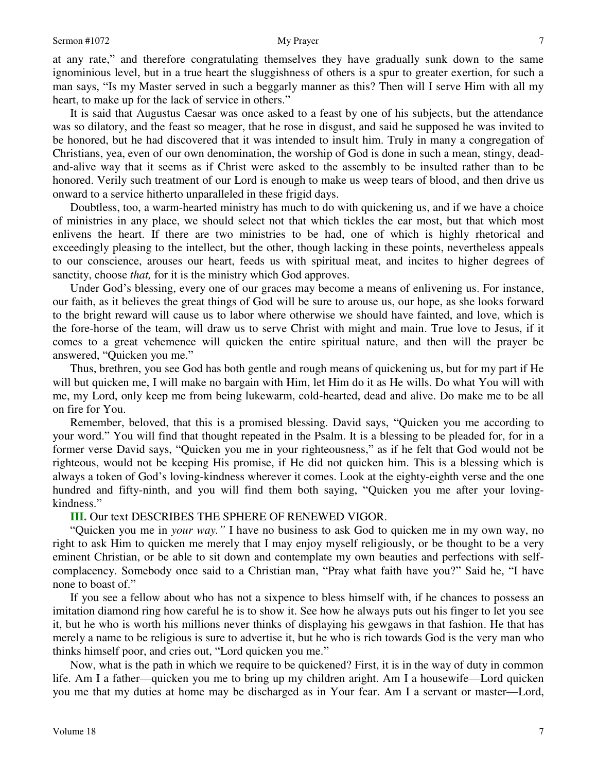at any rate," and therefore congratulating themselves they have gradually sunk down to the same ignominious level, but in a true heart the sluggishness of others is a spur to greater exertion, for such a man says, "Is my Master served in such a beggarly manner as this? Then will I serve Him with all my heart, to make up for the lack of service in others."

It is said that Augustus Caesar was once asked to a feast by one of his subjects, but the attendance was so dilatory, and the feast so meager, that he rose in disgust, and said he supposed he was invited to be honored, but he had discovered that it was intended to insult him. Truly in many a congregation of Christians, yea, even of our own denomination, the worship of God is done in such a mean, stingy, dead-and-alive way that it seems as if Christ were asked to the assembly to be insulted rather than to be honored. Verily such treatment of our Lord is enough to make us weep tears of blood, and then drive us onward to a service hitherto unparalleled in these frigid days.

Doubtless, too, a warm-hearted ministry has much to do with quickening us, and if we have a choice of ministries in any place, we should select not that which tickles the ear most, but that which most enlivens the heart. If there are two ministries to be had, one of which is highly rhetorical and exceedingly pleasing to the intellect, but the other, though lacking in these points, nevertheless appeals to our conscience, arouses our heart, feeds us with spiritual meat, and incites to higher degrees of sanctity, choose *that,* for it is the ministry which God approves.

Under God's blessing, every one of our graces may become a means of enlivening us. For instance, our faith, as it believes the great things of God will be sure to arouse us, our hope, as she looks forward to the bright reward will cause us to labor where otherwise we should have fainted, and love, which is the fore-horse of the team, will draw us to serve Christ with might and main. True love to Jesus, if it comes to a great vehemence will quicken the entire spiritual nature, and then will the prayer be answered, "Quicken you me."

Thus, brethren, you see God has both gentle and rough means of quickening us, but for my part if He will but quicken me, I will make no bargain with Him, let Him do it as He wills. Do what You will with me, my Lord, only keep me from being lukewarm, cold-hearted, dead and alive. Do make me to be all on fire for You.

Remember, beloved, that this is a promised blessing. David says, "Quicken you me according to your word." You will find that thought repeated in the Psalm. It is a blessing to be pleaded for, for in a former verse David says, "Quicken you me in your righteousness," as if he felt that God would not be righteous, would not be keeping His promise, if He did not quicken him. This is a blessing which is always a token of God's loving-kindness wherever it comes. Look at the eighty-eighth verse and the one hundred and fifty-ninth, and you will find them both saying, "Quicken you me after your loving-kindness."

**III.** Our text DESCRIBES THE SPHERE OF RENEWED VIGOR.

"Quicken you me in *your way."* I have no business to ask God to quicken me in my own way, no right to ask Him to quicken me merely that I may enjoy myself religiously, or be thought to be a very eminent Christian, or be able to sit down and contemplate my own beauties and perfections with self-complacency. Somebody once said to a Christian man, "Pray what faith have you?" Said he, "I have none to boast of."

If you see a fellow about who has not a sixpence to bless himself with, if he chances to possess an imitation diamond ring how careful he is to show it. See how he always puts out his finger to let you see it, but he who is worth his millions never thinks of displaying his gewgaws in that fashion. He that has merely a name to be religious is sure to advertise it, but he who is rich towards God is the very man who thinks himself poor, and cries out, "Lord quicken you me."

Now, what is the path in which we require to be quickened? First, it is in the way of duty in common life. Am I a father—quicken you me to bring up my children aright. Am I a housewife—Lord quicken you me that my duties at home may be discharged as in Your fear. Am I a servant or master—Lord,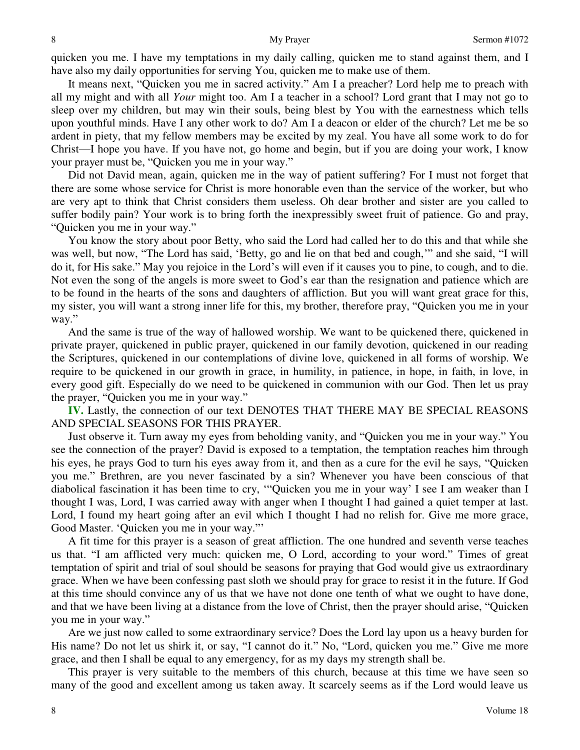quicken you me. I have my temptations in my daily calling, quicken me to stand against them, and I have also my daily opportunities for serving You, quicken me to make use of them.

It means next, "Quicken you me in sacred activity." Am I a preacher? Lord help me to preach with all my might and with all *Your* might too. Am I a teacher in a school? Lord grant that I may not go to sleep over my children, but may win their souls, being blest by You with the earnestness which tells upon youthful minds. Have I any other work to do? Am I a deacon or elder of the church? Let me be so ardent in piety, that my fellow members may be excited by my zeal. You have all some work to do for Christ—I hope you have. If you have not, go home and begin, but if you are doing your work, I know your prayer must be, "Quicken you me in your way."

Did not David mean, again, quicken me in the way of patient suffering? For I must not forget that there are some whose service for Christ is more honorable even than the service of the worker, but who are very apt to think that Christ considers them useless. Oh dear brother and sister are you called to suffer bodily pain? Your work is to bring forth the inexpressibly sweet fruit of patience. Go and pray, "Quicken you me in your way."

You know the story about poor Betty, who said the Lord had called her to do this and that while she was well, but now, "The Lord has said, 'Betty, go and lie on that bed and cough,'" and she said, "I will do it, for His sake." May you rejoice in the Lord's will even if it causes you to pine, to cough, and to die. Not even the song of the angels is more sweet to God's ear than the resignation and patience which are to be found in the hearts of the sons and daughters of affliction. But you will want great grace for this, my sister, you will want a strong inner life for this, my brother, therefore pray, "Quicken you me in your way."

And the same is true of the way of hallowed worship. We want to be quickened there, quickened in private prayer, quickened in public prayer, quickened in our family devotion, quickened in our reading the Scriptures, quickened in our contemplations of divine love, quickened in all forms of worship. We require to be quickened in our growth in grace, in humility, in patience, in hope, in faith, in love, in every good gift. Especially do we need to be quickened in communion with our God. Then let us pray the prayer, "Quicken you me in your way."

**IV.** Lastly, the connection of our text DENOTES THAT THERE MAY BE SPECIAL REASONS AND SPECIAL SEASONS FOR THIS PRAYER.

Just observe it. Turn away my eyes from beholding vanity, and "Quicken you me in your way." You see the connection of the prayer? David is exposed to a temptation, the temptation reaches him through his eyes, he prays God to turn his eyes away from it, and then as a cure for the evil he says, "Quicken you me." Brethren, are you never fascinated by a sin? Whenever you have been conscious of that diabolical fascination it has been time to cry, '"Quicken you me in your way' I see I am weaker than I thought I was, Lord, I was carried away with anger when I thought I had gained a quiet temper at last. Lord, I found my heart going after an evil which I thought I had no relish for. Give me more grace, Good Master. 'Quicken you me in your way."'

A fit time for this prayer is a season of great affliction. The one hundred and seventh verse teaches us that. "I am afflicted very much: quicken me, O Lord, according to your word." Times of great temptation of spirit and trial of soul should be seasons for praying that God would give us extraordinary grace. When we have been confessing past sloth we should pray for grace to resist it in the future. If God at this time should convince any of us that we have not done one tenth of what we ought to have done, and that we have been living at a distance from the love of Christ, then the prayer should arise, "Quicken you me in your way."

Are we just now called to some extraordinary service? Does the Lord lay upon us a heavy burden for His name? Do not let us shirk it, or say, "I cannot do it." No, "Lord, quicken you me." Give me more grace, and then I shall be equal to any emergency, for as my days my strength shall be.

This prayer is very suitable to the members of this church, because at this time we have seen so many of the good and excellent among us taken away. It scarcely seems as if the Lord would leave us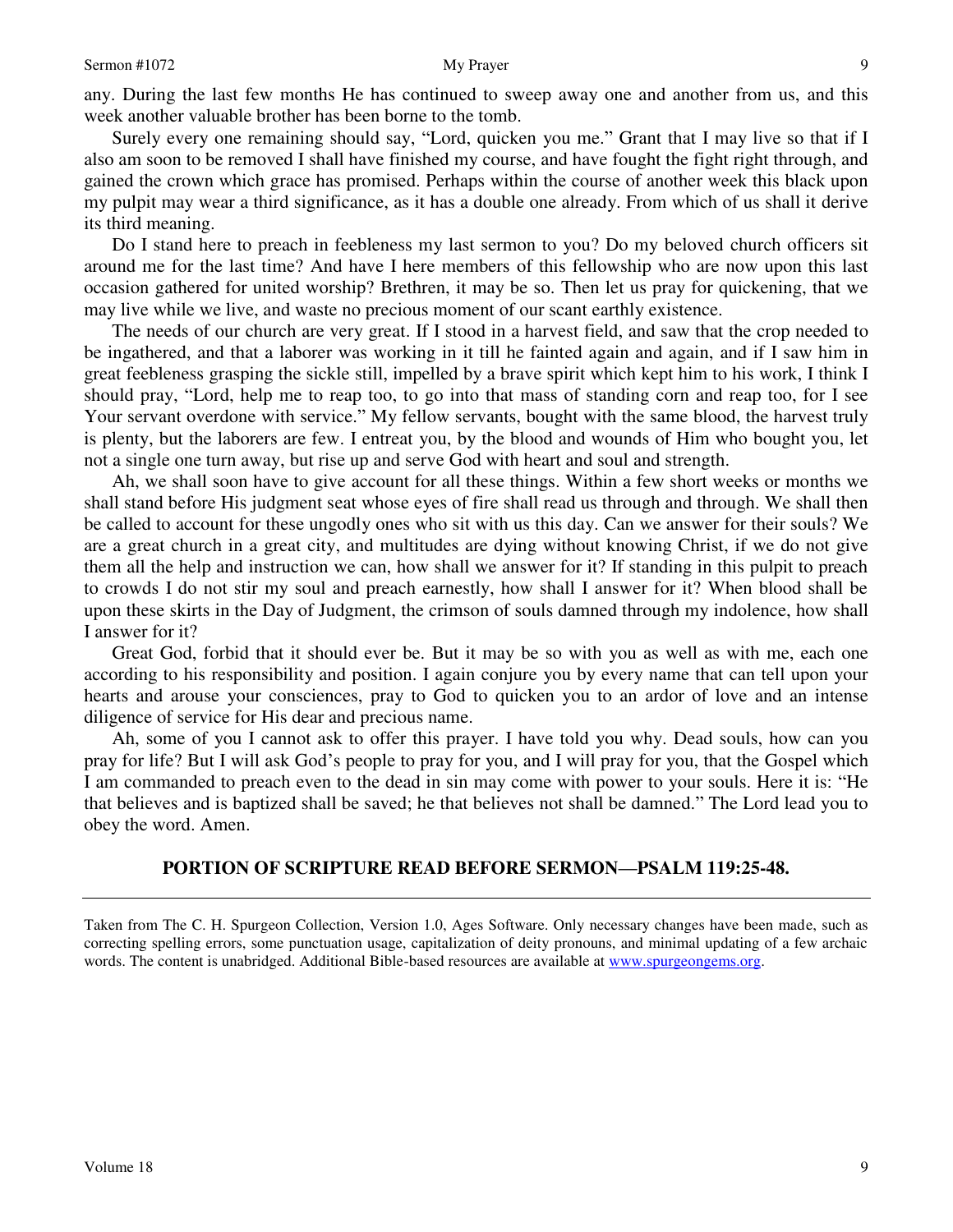any. During the last few months He has continued to sweep away one and another from us, and this week another valuable brother has been borne to the tomb.

Surely every one remaining should say, "Lord, quicken you me." Grant that I may live so that if I also am soon to be removed I shall have finished my course, and have fought the fight right through, and gained the crown which grace has promised. Perhaps within the course of another week this black upon my pulpit may wear a third significance, as it has a double one already. From which of us shall it derive its third meaning.

Do I stand here to preach in feebleness my last sermon to you? Do my beloved church officers sit around me for the last time? And have I here members of this fellowship who are now upon this last occasion gathered for united worship? Brethren, it may be so. Then let us pray for quickening, that we may live while we live, and waste no precious moment of our scant earthly existence.

The needs of our church are very great. If I stood in a harvest field, and saw that the crop needed to be ingathered, and that a laborer was working in it till he fainted again and again, and if I saw him in great feebleness grasping the sickle still, impelled by a brave spirit which kept him to his work, I think I should pray, "Lord, help me to reap too, to go into that mass of standing corn and reap too, for I see Your servant overdone with service." My fellow servants, bought with the same blood, the harvest truly is plenty, but the laborers are few. I entreat you, by the blood and wounds of Him who bought you, let not a single one turn away, but rise up and serve God with heart and soul and strength.

Ah, we shall soon have to give account for all these things. Within a few short weeks or months we shall stand before His judgment seat whose eyes of fire shall read us through and through. We shall then be called to account for these ungodly ones who sit with us this day. Can we answer for their souls? We are a great church in a great city, and multitudes are dying without knowing Christ, if we do not give them all the help and instruction we can, how shall we answer for it? If standing in this pulpit to preach to crowds I do not stir my soul and preach earnestly, how shall I answer for it? When blood shall be upon these skirts in the Day of Judgment, the crimson of souls damned through my indolence, how shall I answer for it?

Great God, forbid that it should ever be. But it may be so with you as well as with me, each one according to his responsibility and position. I again conjure you by every name that can tell upon your hearts and arouse your consciences, pray to God to quicken you to an ardor of love and an intense diligence of service for His dear and precious name.

Ah, some of you I cannot ask to offer this prayer. I have told you why. Dead souls, how can you pray for life? But I will ask God's people to pray for you, and I will pray for you, that the Gospel which I am commanded to preach even to the dead in sin may come with power to your souls. Here it is: "He that believes and is baptized shall be saved; he that believes not shall be damned." The Lord lead you to obey the word. Amen.

## PORTION OF SCRIPTURE READ BEFORE SERMON—PSALM 119:25-48.

---

Taken from The C. H. Spurgeon Collection, Version 1.0, Ages Software. Only necessary changes have been made, such as correcting spelling errors, some punctuation usage, capitalization of deity pronouns, and minimal updating of a few archaic words. The content is unabridged. Additional Bible-based resources are available at www.spurgeongems.org.